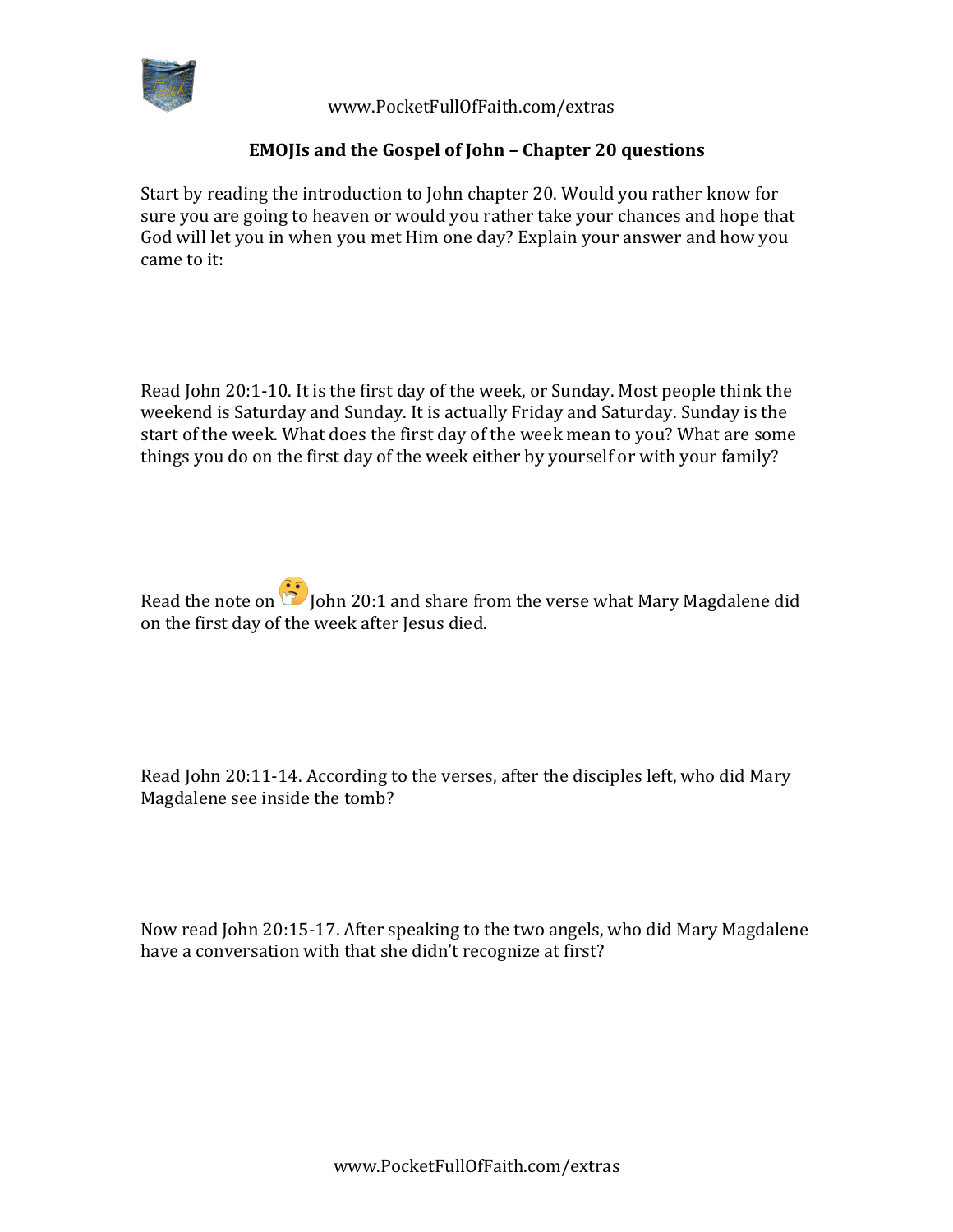www.PocketFullOfFaith.com/extras

## EMOJIs and the Gospel of John – Chapter 20 questions

Start by reading the introduction to John chapter 20. Would you rather know for sure you are going to heaven or would you rather take your chances and hope that God will let you in when you met Him one day? Explain your answer and how you came to it:

Read John 20:1-10. It is the first day of the week, or Sunday. Most people think the weekend is Saturday and Sunday. It is actually Friday and Saturday. Sunday is the start of the week. What does the first day of the week mean to you? What are some things you do on the first day of the week either by yourself or with your family?

Read the note on 🤔 John 20:1 and share from the verse what Mary Magdalene did on the first day of the week after Jesus died.

Read John 20:11-14. According to the verses, after the disciples left, who did Mary Magdalene see inside the tomb?

Now read John 20:15-17. After speaking to the two angels, who did Mary Magdalene have a conversation with that she didn't recognize at first?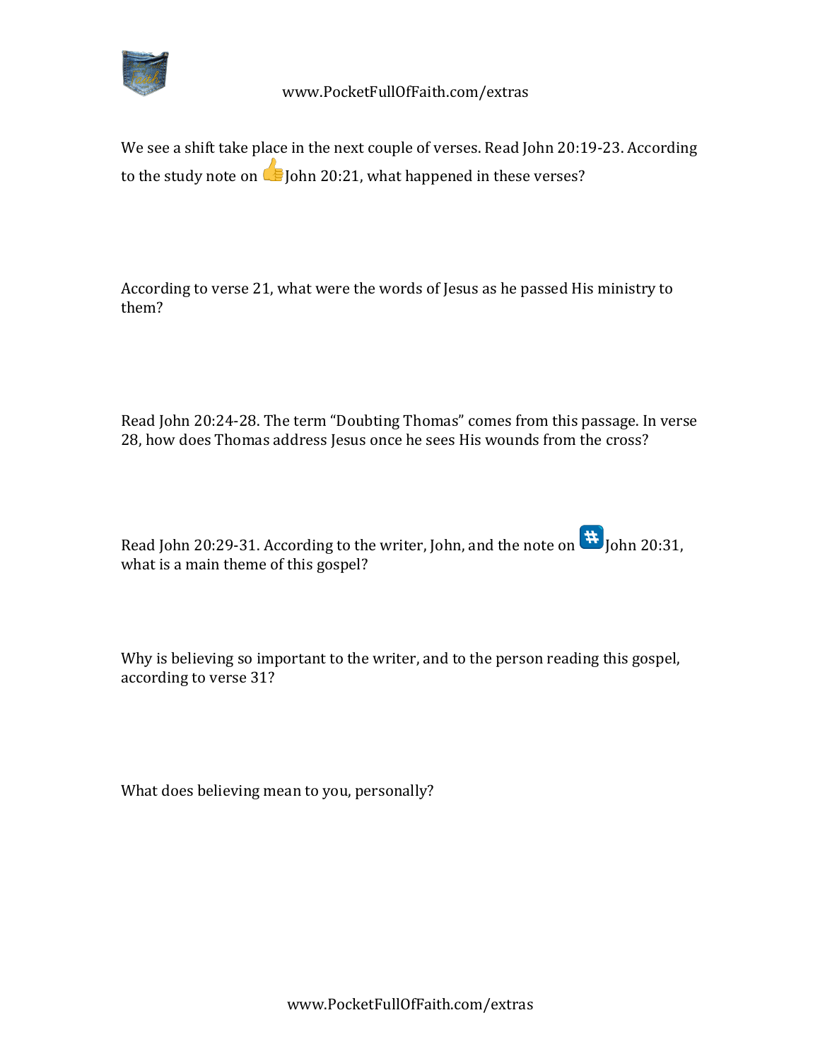We see a shift take place in the next couple of verses. Read John 20:19-23. According to the study note on 👍John 20:21, what happened in these verses?

According to verse 21, what were the words of Jesus as he passed His ministry to them?

Read John 20:24-28. The term "Doubting Thomas" comes from this passage. In verse 28, how does Thomas address Jesus once he sees His wounds from the cross?

Read John 20:29-31. According to the writer, John, and the note on #️⃣John 20:31, what is a main theme of this gospel?

Why is believing so important to the writer, and to the person reading this gospel, according to verse 31?

What does believing mean to you, personally?